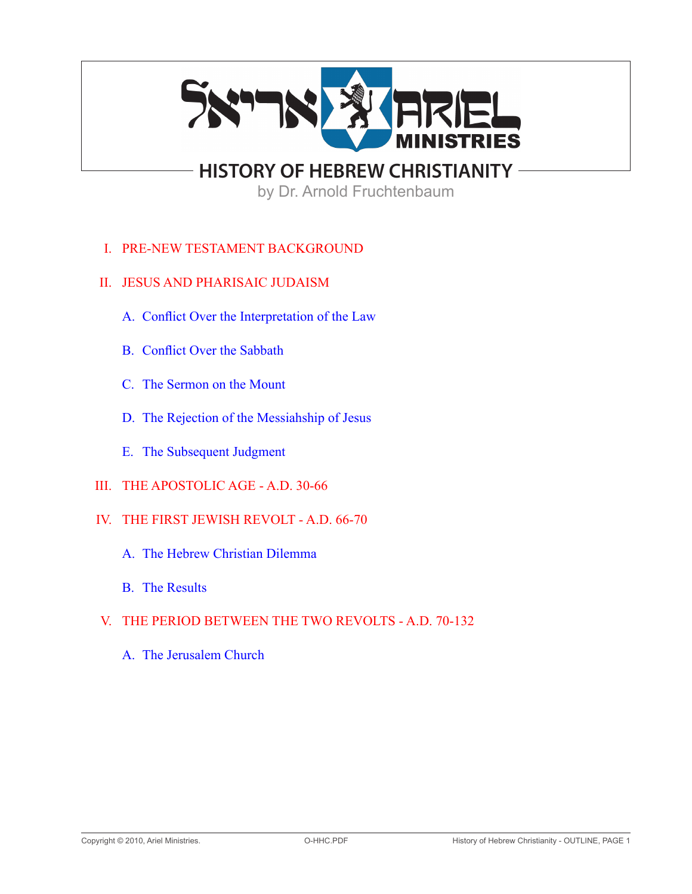# HISTORY OF HEBREW CHRISTIANITY

by Dr. Arnold Fruchtenbaum

I. PRE-NEW TESTAMENT BACKGROUND

II. JESUS AND PHARISAIC JUDAISM

   A. Conflict Over the Interpretation of the Law

   B. Conflict Over the Sabbath

   C. The Sermon on the Mount

   D. The Rejection of the Messiahship of Jesus

   E. The Subsequent Judgment

III. THE APOSTOLIC AGE - A.D. 30-66

IV. THE FIRST JEWISH REVOLT - A.D. 66-70

   A. The Hebrew Christian Dilemma

   B. The Results

V. THE PERIOD BETWEEN THE TWO REVOLTS - A.D. 70-132

   A. The Jerusalem Church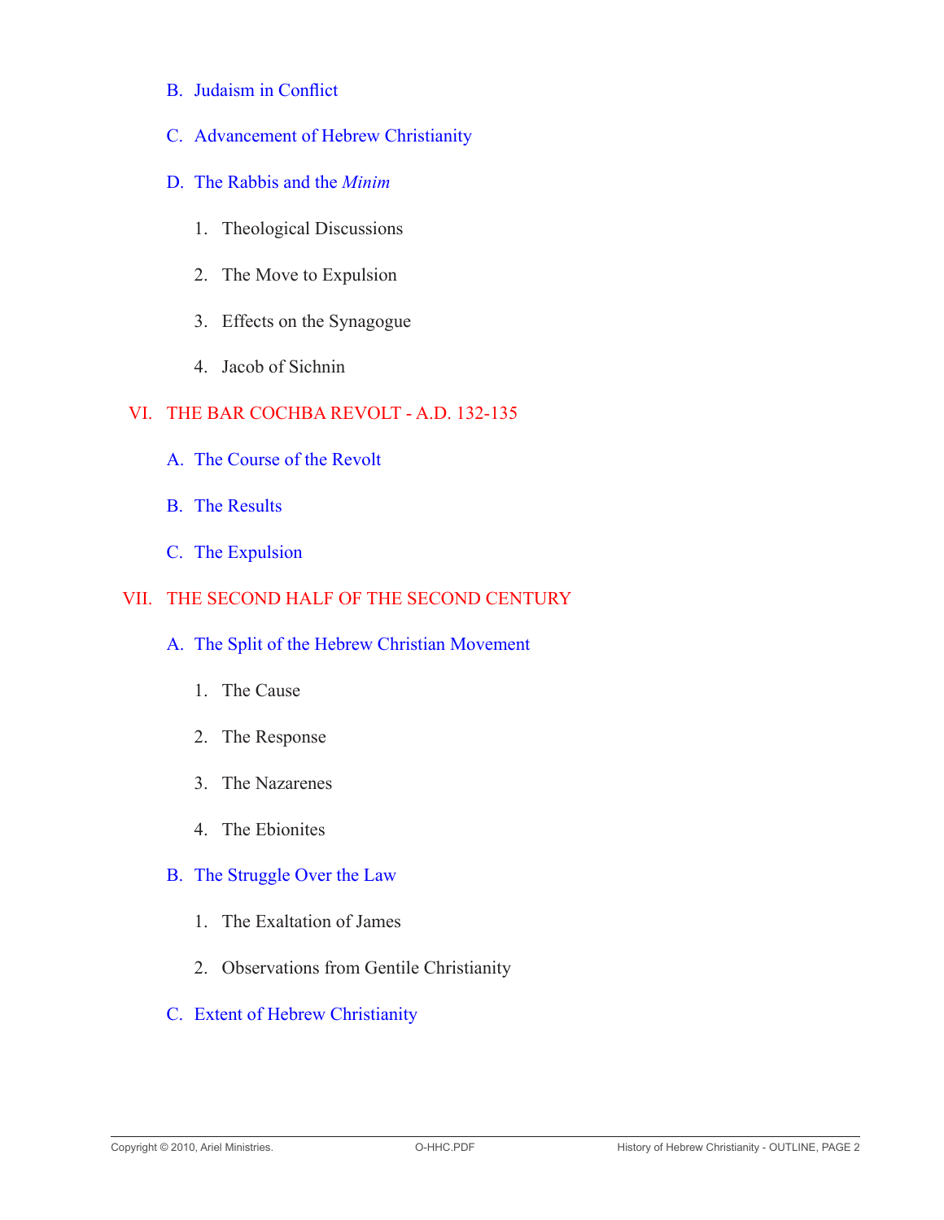B. Judaism in Conflict

C. Advancement of Hebrew Christianity

D. The Rabbis and the *Minim*

1. Theological Discussions

2. The Move to Expulsion

3. Effects on the Synagogue

4. Jacob of Sichnin

## VI. THE BAR COCHBA REVOLT - A.D. 132-135

A. The Course of the Revolt

B. The Results

C. The Expulsion

## VII. THE SECOND HALF OF THE SECOND CENTURY

A. The Split of the Hebrew Christian Movement

1. The Cause

2. The Response

3. The Nazarenes

4. The Ebionites

B. The Struggle Over the Law

1. The Exaltation of James

2. Observations from Gentile Christianity

C. Extent of Hebrew Christianity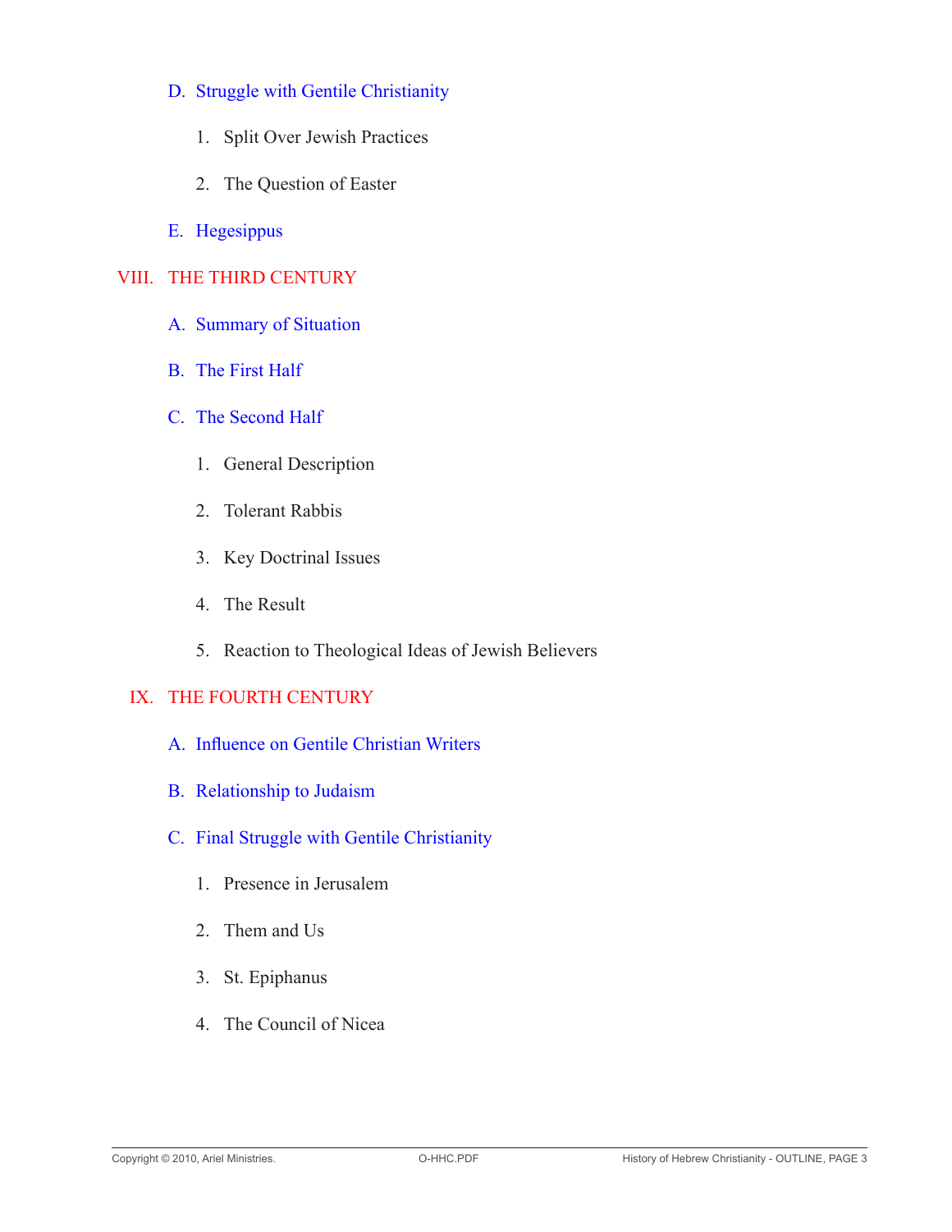### D. Struggle with Gentile Christianity

1. Split Over Jewish Practices
2. The Question of Easter

### E. Hegesippus

## VIII. THE THIRD CENTURY

### A. Summary of Situation

### B. The First Half

### C. The Second Half

1. General Description
2. Tolerant Rabbis
3. Key Doctrinal Issues
4. The Result
5. Reaction to Theological Ideas of Jewish Believers

## IX. THE FOURTH CENTURY

### A. Influence on Gentile Christian Writers

### B. Relationship to Judaism

### C. Final Struggle with Gentile Christianity

1. Presence in Jerusalem
2. Them and Us
3. St. Epiphanus
4. The Council of Nicea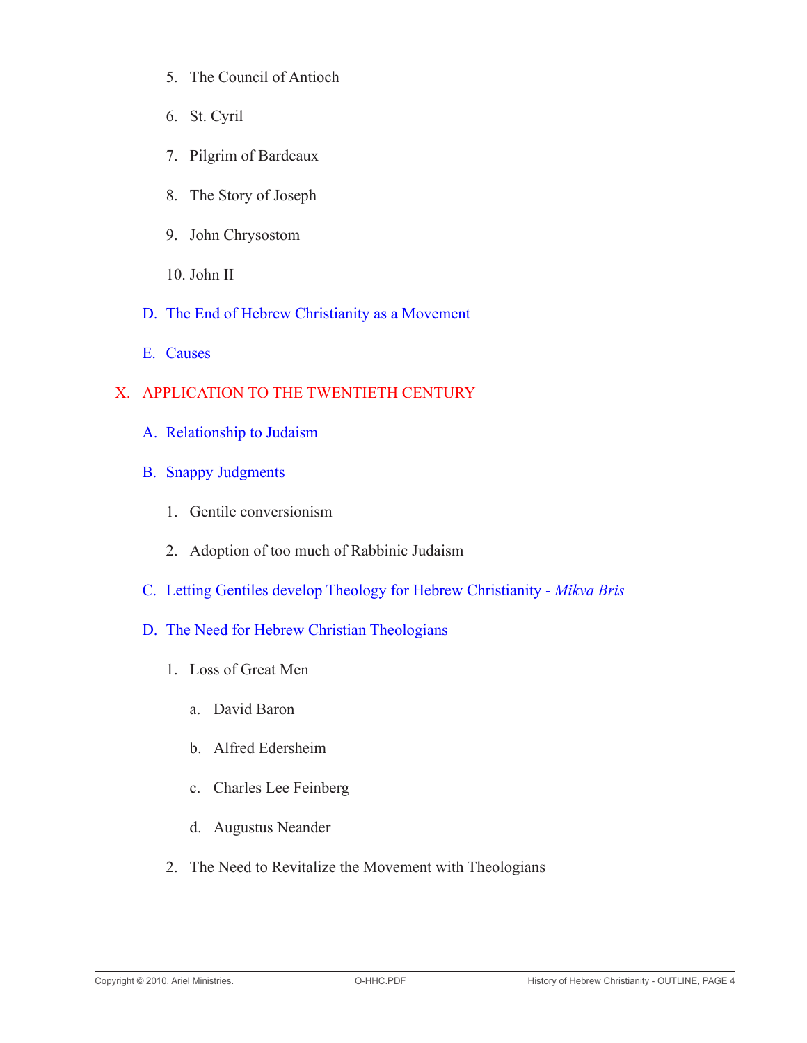5. The Council of Antioch

6. St. Cyril

7. Pilgrim of Bardeaux

8. The Story of Joseph

9. John Chrysostom

10. John II

D. The End of Hebrew Christianity as a Movement

E. Causes

# X. APPLICATION TO THE TWENTIETH CENTURY

A. Relationship to Judaism

B. Snappy Judgments

1. Gentile conversionism

2. Adoption of too much of Rabbinic Judaism

C. Letting Gentiles develop Theology for Hebrew Christianity - *Mikva Bris*

D. The Need for Hebrew Christian Theologians

1. Loss of Great Men

a. David Baron

b. Alfred Edersheim

c. Charles Lee Feinberg

d. Augustus Neander

2. The Need to Revitalize the Movement with Theologians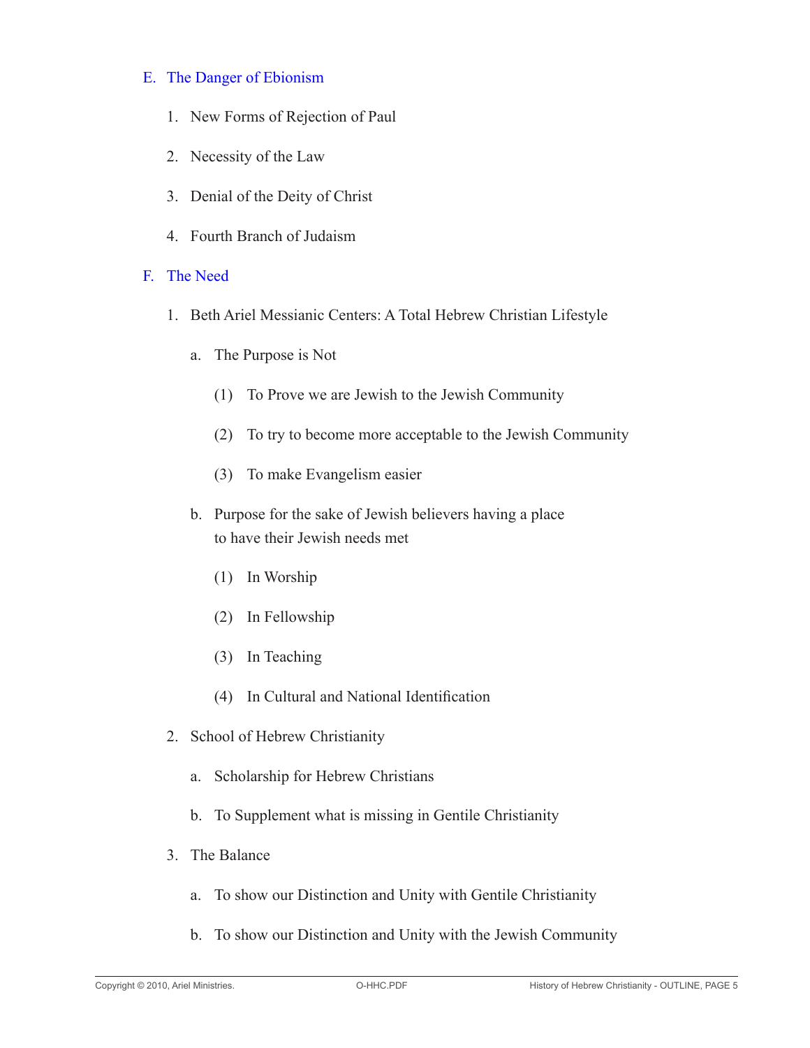## E. The Danger of Ebionism

1. New Forms of Rejection of Paul
2. Necessity of the Law
3. Denial of the Deity of Christ
4. Fourth Branch of Judaism

## F. The Need

1. Beth Ariel Messianic Centers: A Total Hebrew Christian Lifestyle
    a. The Purpose is Not
        (1) To Prove we are Jewish to the Jewish Community
        (2) To try to become more acceptable to the Jewish Community
        (3) To make Evangelism easier
    b. Purpose for the sake of Jewish believers having a place to have their Jewish needs met
        (1) In Worship
        (2) In Fellowship
        (3) In Teaching
        (4) In Cultural and National Identification
2. School of Hebrew Christianity
    a. Scholarship for Hebrew Christians
    b. To Supplement what is missing in Gentile Christianity
3. The Balance
    a. To show our Distinction and Unity with Gentile Christianity
    b. To show our Distinction and Unity with the Jewish Community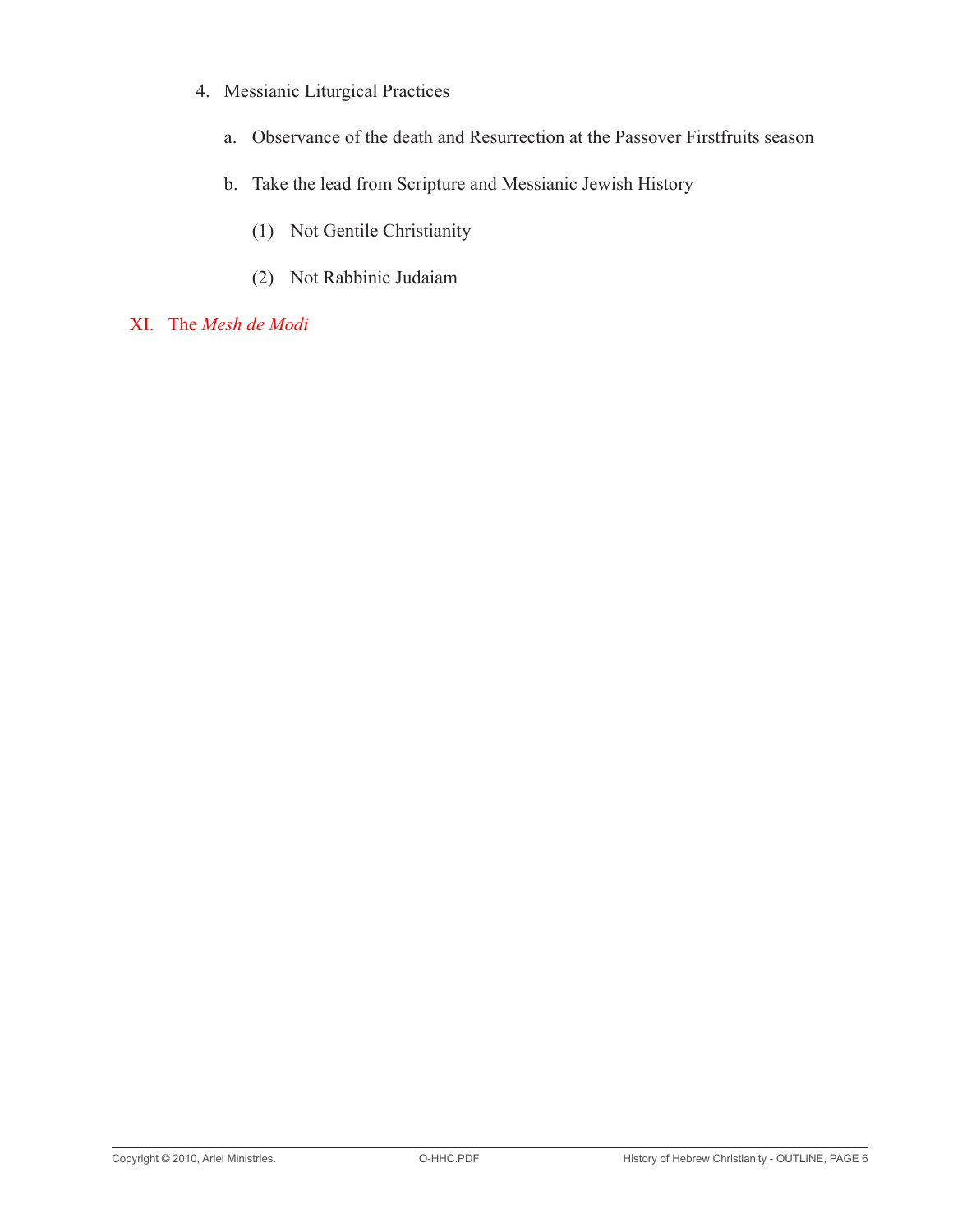4. Messianic Liturgical Practices

    a. Observance of the death and Resurrection at the Passover Firstfruits season

    b. Take the lead from Scripture and Messianic Jewish History

        (1) Not Gentile Christianity

        (2) Not Rabbinic Judaiam

## XI. The *Mesh de Modi*